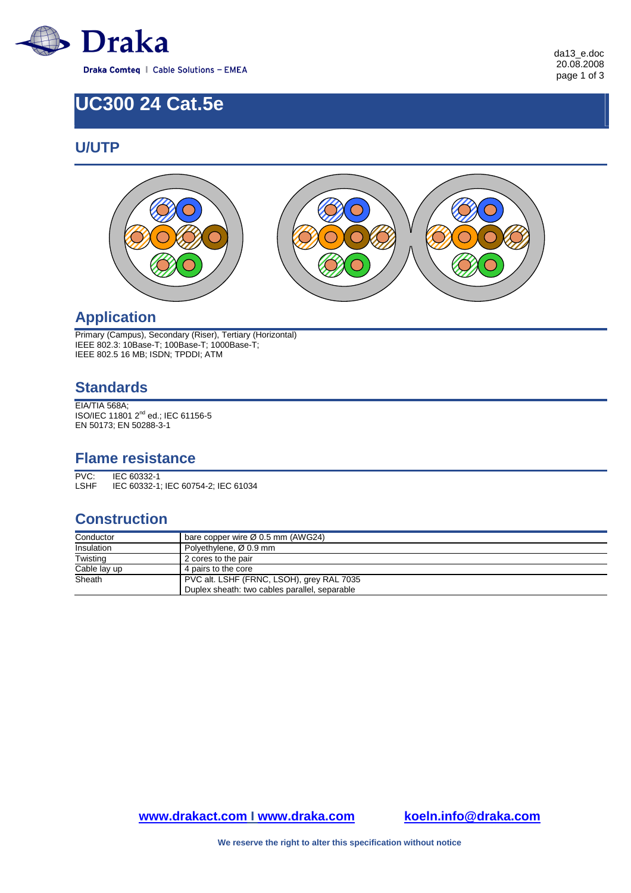# UC300 24 Cat.5e

## U/UTP

## Application

Primary (Campus), Secondary (Riser), Tertiary (Horizontal)
IEEE 802.3: 10Base-T; 100Base-T; 1000Base-T;
IEEE 802.5 16 MB; ISDN; TPDDI; ATM

## Standards

EIA/TIA 568A;
ISO/IEC 11801 2nd ed.; IEC 61156-5
EN 50173; EN 50288-3-1

## Flame resistance

| | |
|---|---|
| PVC: | IEC 60332-1 |
| LSHF | IEC 60332-1; IEC 60754-2; IEC 61034 |

## Construction

| | |
|---|---|
| Conductor | bare copper wire Ø 0.5 mm (AWG24) |
| Insulation | Polyethylene, Ø 0.9 mm |
| Twisting | 2 cores to the pair |
| Cable lay up | 4 pairs to the core |
| Sheath | PVC alt. LSHF (FRNC, LSOH), grey RAL 7035<br>Duplex sheath: two cables parallel, separable |

www.drakact.com I www.draka.com    koeln.info@draka.com

We reserve the right to alter this specification without notice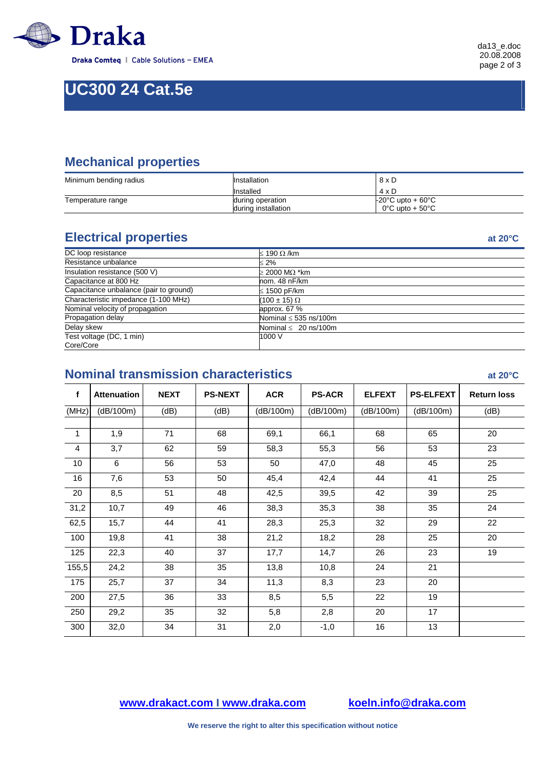# UC300 24 Cat.5e

## Mechanical properties

| | | |
|---|---|---|
| Minimum bending radius | Installation | 8 x D |
| | Installed | 4 x D |
| Temperature range | during operation | -20°C upto + 60°C |
| | during installation | 0°C upto + 50°C |

## Electrical properties

at 20°C

| | |
|---|---|
| DC loop resistance | ≤ 190 Ω /km |
| Resistance unbalance | ≤ 2% |
| Insulation resistance (500 V) | ≥ 2000 MΩ *km |
| Capacitance at 800 Hz | nom. 48 nF/km |
| Capacitance unbalance (pair to ground) | ≤ 1500 pF/km |
| Characteristic impedance (1-100 MHz) | (100 ± 15) Ω |
| Nominal velocity of propagation | approx. 67 % |
| Propagation delay | Nominal ≤ 535 ns/100m |
| Delay skew | Nominal ≤ 20 ns/100m |
| Test voltage (DC, 1 min) Core/Core | 1000 V |

## Nominal transmission characteristics

at 20°C

| f | Attenuation | NEXT | PS-NEXT | ACR | PS-ACR | ELFEXT | PS-ELFEXT | Return loss |
|---|---|---|---|---|---|---|---|---|
| (MHz) | (dB/100m) | (dB) | (dB) | (dB/100m) | (dB/100m) | (dB/100m) | (dB/100m) | (dB) |
| | | | | | | | | |
| 1 | 1,9 | 71 | 68 | 69,1 | 66,1 | 68 | 65 | 20 |
| 4 | 3,7 | 62 | 59 | 58,3 | 55,3 | 56 | 53 | 23 |
| 10 | 6 | 56 | 53 | 50 | 47,0 | 48 | 45 | 25 |
| 16 | 7,6 | 53 | 50 | 45,4 | 42,4 | 44 | 41 | 25 |
| 20 | 8,5 | 51 | 48 | 42,5 | 39,5 | 42 | 39 | 25 |
| 31,2 | 10,7 | 49 | 46 | 38,3 | 35,3 | 38 | 35 | 24 |
| 62,5 | 15,7 | 44 | 41 | 28,3 | 25,3 | 32 | 29 | 22 |
| 100 | 19,8 | 41 | 38 | 21,2 | 18,2 | 28 | 25 | 20 |
| 125 | 22,3 | 40 | 37 | 17,7 | 14,7 | 26 | 23 | 19 |
| 155,5 | 24,2 | 38 | 35 | 13,8 | 10,8 | 24 | 21 | |
| 175 | 25,7 | 37 | 34 | 11,3 | 8,3 | 23 | 20 | |
| 200 | 27,5 | 36 | 33 | 8,5 | 5,5 | 22 | 19 | |
| 250 | 29,2 | 35 | 32 | 5,8 | 2,8 | 20 | 17 | |
| 300 | 32,0 | 34 | 31 | 2,0 | -1,0 | 16 | 13 | |

www.drakact.com I www.draka.com koeln.info@draka.com

We reserve the right to alter this specification without notice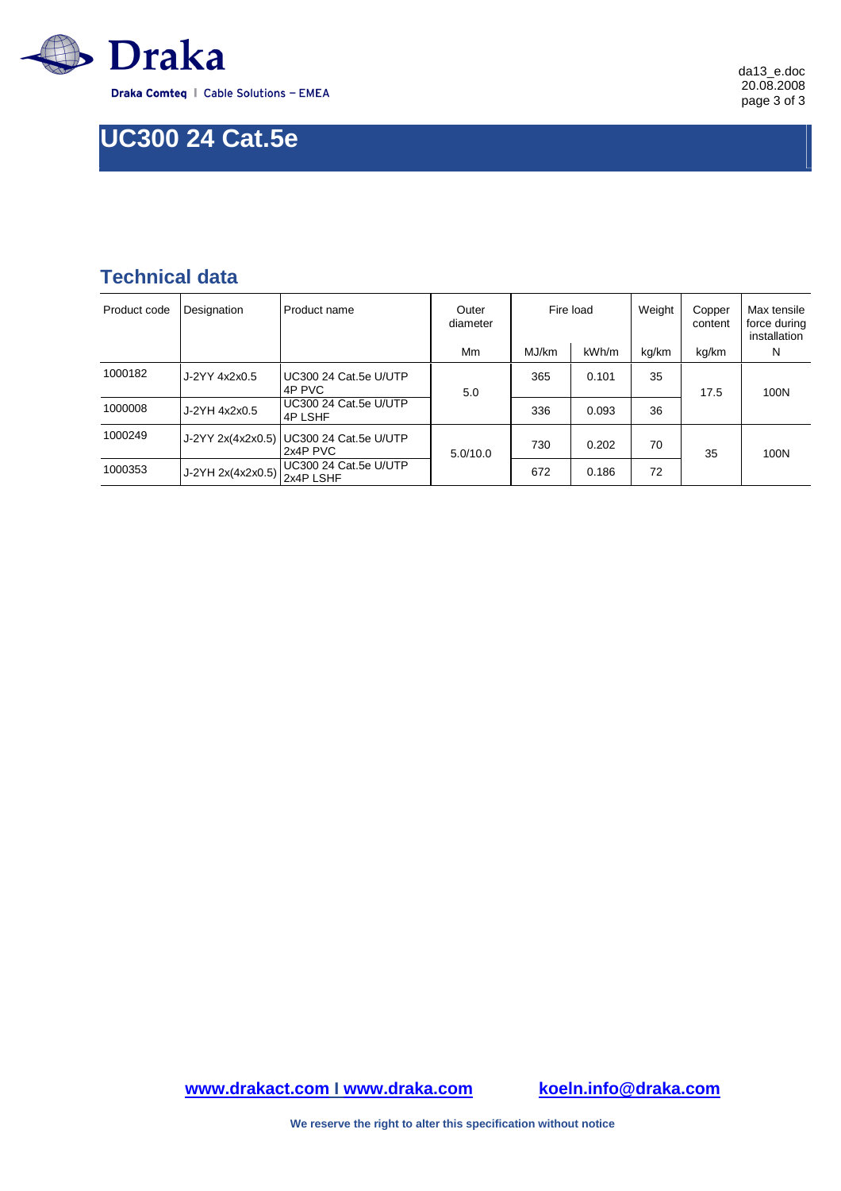# UC300 24 Cat.5e

## Technical data

| Product code | Designation | Product name | Outer diameter | Fire load | | Weight | Copper content | Max tensile force during installation |
|---|---|---|---|---|---|---|---|---|
| | | | Mm | MJ/km | kWh/m | kg/km | kg/km | N |
| 1000182 | J-2YY 4x2x0.5 | UC300 24 Cat.5e U/UTP 4P PVC | 5.0 | 365 | 0.101 | 35 | 17.5 | 100N |
| 1000008 | J-2YH 4x2x0.5 | UC300 24 Cat.5e U/UTP 4P LSHF | | 336 | 0.093 | 36 | | |
| 1000249 | J-2YY 2x(4x2x0.5) | UC300 24 Cat.5e U/UTP 2x4P PVC | 5.0/10.0 | 730 | 0.202 | 70 | 35 | 100N |
| 1000353 | J-2YH 2x(4x2x0.5) | UC300 24 Cat.5e U/UTP 2x4P LSHF | | 672 | 0.186 | 72 | | |

**www.drakact.com I www.draka.com** **koeln.info@draka.com**

**We reserve the right to alter this specification without notice**